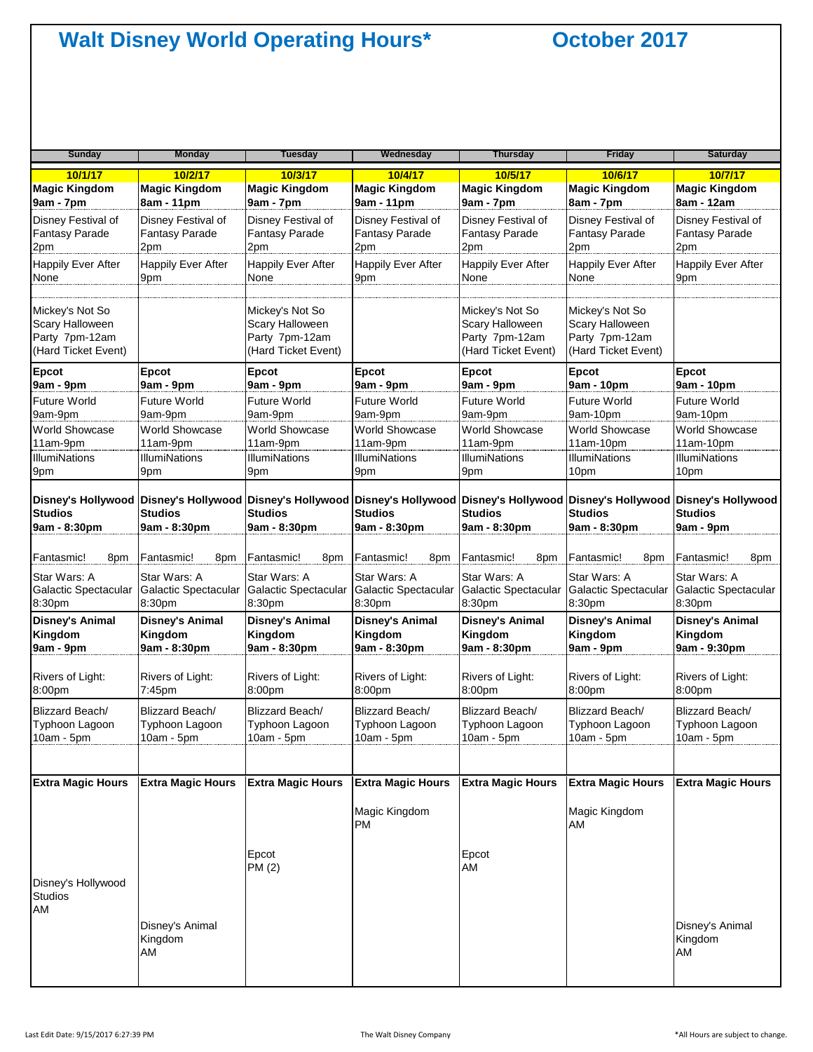# Walt Disney World Operating Hours* October 2017

| Sunday | Monday | Tuesday | Wednesday | Thursday | Friday | Saturday |
|---|---|---|---|---|---|---|
| **10/1/17** | **10/2/17** | **10/3/17** | **10/4/17** | **10/5/17** | **10/6/17** | **10/7/17** |
| **Magic Kingdom 9am - 7pm** | **Magic Kingdom 8am - 11pm** | **Magic Kingdom 9am - 7pm** | **Magic Kingdom 9am - 11pm** | **Magic Kingdom 9am - 7pm** | **Magic Kingdom 8am - 7pm** | **Magic Kingdom 8am - 12am** |
| Disney Festival of Fantasy Parade 2pm | Disney Festival of Fantasy Parade 2pm | Disney Festival of Fantasy Parade 2pm | Disney Festival of Fantasy Parade 2pm | Disney Festival of Fantasy Parade 2pm | Disney Festival of Fantasy Parade 2pm | Disney Festival of Fantasy Parade 2pm |
| Happily Ever After None | Happily Ever After 9pm | Happily Ever After None | Happily Ever After 9pm | Happily Ever After None | Happily Ever After None | Happily Ever After 9pm |
| Mickey's Not So Scary Halloween Party 7pm-12am (Hard Ticket Event) | | Mickey's Not So Scary Halloween Party 7pm-12am (Hard Ticket Event) | | Mickey's Not So Scary Halloween Party 7pm-12am (Hard Ticket Event) | Mickey's Not So Scary Halloween Party 7pm-12am (Hard Ticket Event) | |
| **Epcot 9am - 9pm** | **Epcot 9am - 9pm** | **Epcot 9am - 9pm** | **Epcot 9am - 9pm** | **Epcot 9am - 9pm** | **Epcot 9am - 10pm** | **Epcot 9am - 10pm** |
| Future World 9am-9pm | Future World 9am-9pm | Future World 9am-9pm | Future World 9am-9pm | Future World 9am-9pm | Future World 9am-10pm | Future World 9am-10pm |
| World Showcase 11am-9pm | World Showcase 11am-9pm | World Showcase 11am-9pm | World Showcase 11am-9pm | World Showcase 11am-9pm | World Showcase 11am-10pm | World Showcase 11am-10pm |
| IllumiNations 9pm | IllumiNations 9pm | IllumiNations 9pm | IllumiNations 9pm | IllumiNations 9pm | IllumiNations 10pm | IllumiNations 10pm |
| **Disney's Hollywood Studios 9am - 8:30pm** | **Disney's Hollywood Studios 9am - 8:30pm** | **Disney's Hollywood Studios 9am - 8:30pm** | **Disney's Hollywood Studios 9am - 8:30pm** | **Disney's Hollywood Studios 9am - 8:30pm** | **Disney's Hollywood Studios 9am - 8:30pm** | **Disney's Hollywood Studios 9am - 9pm** |
| Fantasmic! 8pm | Fantasmic! 8pm | Fantasmic! 8pm | Fantasmic! 8pm | Fantasmic! 8pm | Fantasmic! 8pm | Fantasmic! 8pm |
| Star Wars: A Galactic Spectacular 8:30pm | Star Wars: A Galactic Spectacular 8:30pm | Star Wars: A Galactic Spectacular 8:30pm | Star Wars: A Galactic Spectacular 8:30pm | Star Wars: A Galactic Spectacular 8:30pm | Star Wars: A Galactic Spectacular 8:30pm | Star Wars: A Galactic Spectacular 8:30pm |
| **Disney's Animal Kingdom 9am - 9pm** | **Disney's Animal Kingdom 9am - 8:30pm** | **Disney's Animal Kingdom 9am - 8:30pm** | **Disney's Animal Kingdom 9am - 8:30pm** | **Disney's Animal Kingdom 9am - 8:30pm** | **Disney's Animal Kingdom 9am - 9pm** | **Disney's Animal Kingdom 9am - 9:30pm** |
| Rivers of Light: 8:00pm | Rivers of Light: 7:45pm | Rivers of Light: 8:00pm | Rivers of Light: 8:00pm | Rivers of Light: 8:00pm | Rivers of Light: 8:00pm | Rivers of Light: 8:00pm |
| Blizzard Beach/ Typhoon Lagoon 10am - 5pm | Blizzard Beach/ Typhoon Lagoon 10am - 5pm | Blizzard Beach/ Typhoon Lagoon 10am - 5pm | Blizzard Beach/ Typhoon Lagoon 10am - 5pm | Blizzard Beach/ Typhoon Lagoon 10am - 5pm | Blizzard Beach/ Typhoon Lagoon 10am - 5pm | Blizzard Beach/ Typhoon Lagoon 10am - 5pm |
| **Extra Magic Hours** | **Extra Magic Hours** | **Extra Magic Hours** | **Extra Magic Hours** | **Extra Magic Hours** | **Extra Magic Hours** | **Extra Magic Hours** |
| Disney's Hollywood Studios AM | Disney's Animal Kingdom AM | Epcot PM (2) | Magic Kingdom PM | Epcot AM | Magic Kingdom AM | Disney's Animal Kingdom AM |

Last Edit Date: 9/15/2017 6:27:39 PM

The Walt Disney Company

*All Hours are subject to change.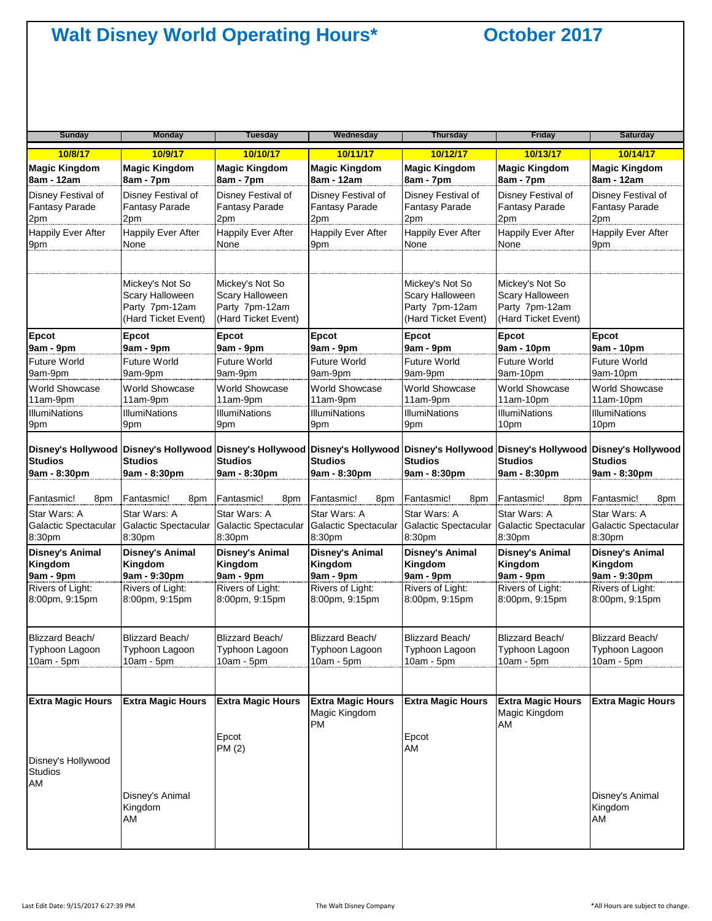# Walt Disney World Operating Hours* October 2017

| Sunday | Monday | Tuesday | Wednesday | Thursday | Friday | Saturday |
|---|---|---|---|---|---|---|
| **10/8/17** | **10/9/17** | **10/10/17** | **10/11/17** | **10/12/17** | **10/13/17** | **10/14/17** |
| **Magic Kingdom 8am - 12am** | **Magic Kingdom 8am - 7pm** | **Magic Kingdom 8am - 7pm** | **Magic Kingdom 8am - 12am** | **Magic Kingdom 8am - 7pm** | **Magic Kingdom 8am - 7pm** | **Magic Kingdom 8am - 12am** |
| Disney Festival of Fantasy Parade 2pm | Disney Festival of Fantasy Parade 2pm | Disney Festival of Fantasy Parade 2pm | Disney Festival of Fantasy Parade 2pm | Disney Festival of Fantasy Parade 2pm | Disney Festival of Fantasy Parade 2pm | Disney Festival of Fantasy Parade 2pm |
| Happily Ever After 9pm | Happily Ever After None | Happily Ever After None | Happily Ever After 9pm | Happily Ever After None | Happily Ever After None | Happily Ever After 9pm |
| | | | | | | |
| | Mickey's Not So Scary Halloween Party 7pm-12am (Hard Ticket Event) | Mickey's Not So Scary Halloween Party 7pm-12am (Hard Ticket Event) | | Mickey's Not So Scary Halloween Party 7pm-12am (Hard Ticket Event) | Mickey's Not So Scary Halloween Party 7pm-12am (Hard Ticket Event) | |
| **Epcot 9am - 9pm** | **Epcot 9am - 9pm** | **Epcot 9am - 9pm** | **Epcot 9am - 9pm** | **Epcot 9am - 9pm** | **Epcot 9am - 10pm** | **Epcot 9am - 10pm** |
| Future World 9am-9pm | Future World 9am-9pm | Future World 9am-9pm | Future World 9am-9pm | Future World 9am-9pm | Future World 9am-10pm | Future World 9am-10pm |
| World Showcase 11am-9pm | World Showcase 11am-9pm | World Showcase 11am-9pm | World Showcase 11am-9pm | World Showcase 11am-9pm | World Showcase 11am-10pm | World Showcase 11am-10pm |
| IllumiNations 9pm | IllumiNations 9pm | IllumiNations 9pm | IllumiNations 9pm | IllumiNations 9pm | IllumiNations 10pm | IllumiNations 10pm |
| **Disney's Hollywood Studios 9am - 8:30pm** | **Disney's Hollywood Studios 9am - 8:30pm** | **Disney's Hollywood Studios 9am - 8:30pm** | **Disney's Hollywood Studios 9am - 8:30pm** | **Disney's Hollywood Studios 9am - 8:30pm** | **Disney's Hollywood Studios 9am - 8:30pm** | **Disney's Hollywood Studios 9am - 8:30pm** |
| Fantasmic! 8pm | Fantasmic! 8pm | Fantasmic! 8pm | Fantasmic! 8pm | Fantasmic! 8pm | Fantasmic! 8pm | Fantasmic! 8pm |
| Star Wars: A Galactic Spectacular 8:30pm | Star Wars: A Galactic Spectacular 8:30pm | Star Wars: A Galactic Spectacular 8:30pm | Star Wars: A Galactic Spectacular 8:30pm | Star Wars: A Galactic Spectacular 8:30pm | Star Wars: A Galactic Spectacular 8:30pm | Star Wars: A Galactic Spectacular 8:30pm |
| **Disney's Animal Kingdom 9am - 9pm** | **Disney's Animal Kingdom 9am - 9:30pm** | **Disney's Animal Kingdom 9am - 9pm** | **Disney's Animal Kingdom 9am - 9pm** | **Disney's Animal Kingdom 9am - 9pm** | **Disney's Animal Kingdom 9am - 9pm** | **Disney's Animal Kingdom 9am - 9:30pm** |
| Rivers of Light: 8:00pm, 9:15pm | Rivers of Light: 8:00pm, 9:15pm | Rivers of Light: 8:00pm, 9:15pm | Rivers of Light: 8:00pm, 9:15pm | Rivers of Light: 8:00pm, 9:15pm | Rivers of Light: 8:00pm, 9:15pm | Rivers of Light: 8:00pm, 9:15pm |
| Blizzard Beach/ Typhoon Lagoon 10am - 5pm | Blizzard Beach/ Typhoon Lagoon 10am - 5pm | Blizzard Beach/ Typhoon Lagoon 10am - 5pm | Blizzard Beach/ Typhoon Lagoon 10am - 5pm | Blizzard Beach/ Typhoon Lagoon 10am - 5pm | Blizzard Beach/ Typhoon Lagoon 10am - 5pm | Blizzard Beach/ Typhoon Lagoon 10am - 5pm |
| **Extra Magic Hours** Disney's Hollywood Studios AM | **Extra Magic Hours** Disney's Animal Kingdom AM | **Extra Magic Hours** Epcot PM (2) | **Extra Magic Hours** Magic Kingdom PM | **Extra Magic Hours** Epcot AM | **Extra Magic Hours** Magic Kingdom AM | **Extra Magic Hours** Disney's Animal Kingdom AM |

Last Edit Date: 9/15/2017 6:27:39 PM — The Walt Disney Company — *All Hours are subject to change.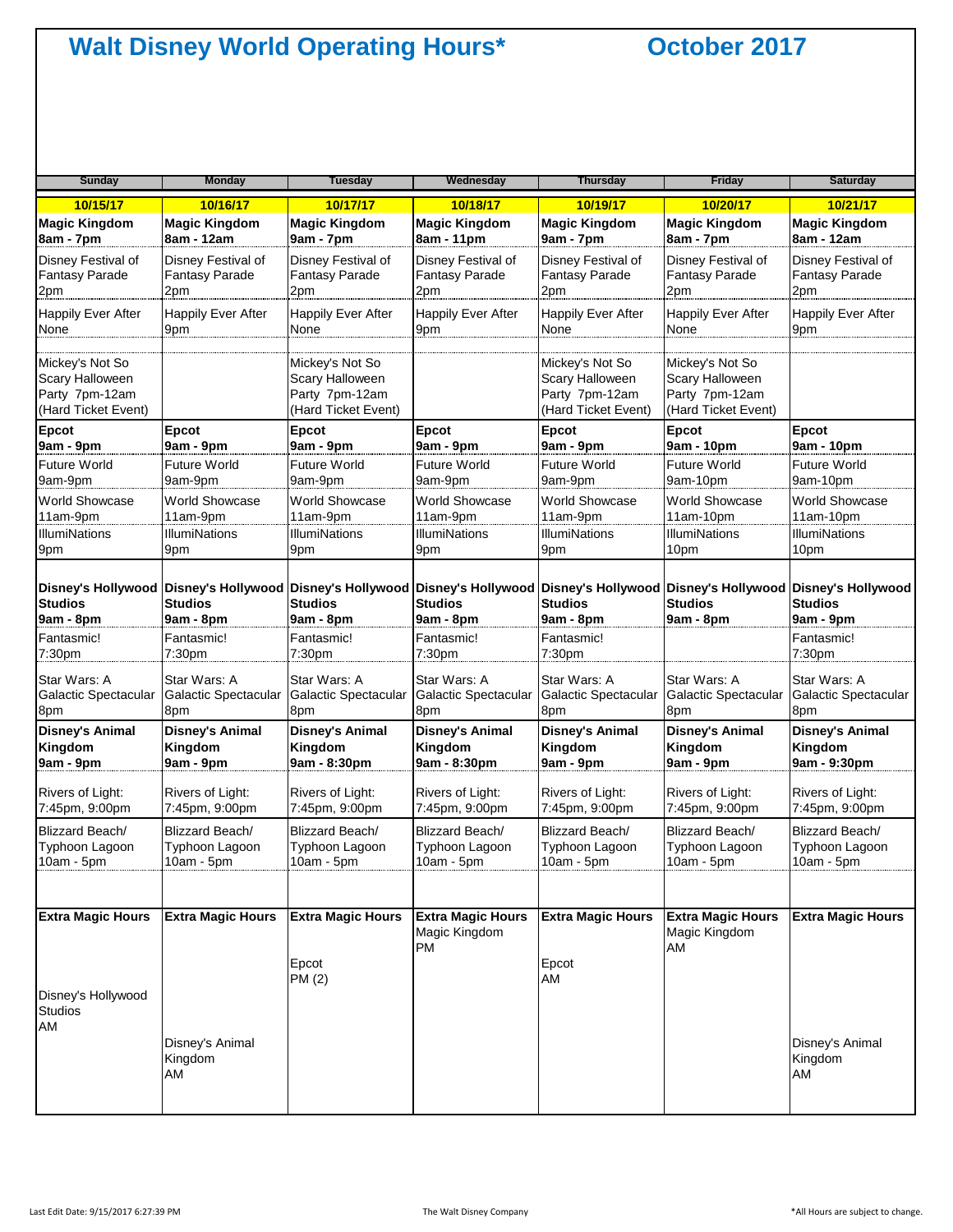# Walt Disney World Operating Hours* October 2017

| Sunday | Monday | Tuesday | Wednesday | Thursday | Friday | Saturday |
|---|---|---|---|---|---|---|
| **10/15/17** | **10/16/17** | **10/17/17** | **10/18/17** | **10/19/17** | **10/20/17** | **10/21/17** |
| **Magic Kingdom 8am - 7pm** | **Magic Kingdom 8am - 12am** | **Magic Kingdom 9am - 7pm** | **Magic Kingdom 8am - 11pm** | **Magic Kingdom 9am - 7pm** | **Magic Kingdom 8am - 7pm** | **Magic Kingdom 8am - 12am** |
| Disney Festival of Fantasy Parade 2pm | Disney Festival of Fantasy Parade 2pm | Disney Festival of Fantasy Parade 2pm | Disney Festival of Fantasy Parade 2pm | Disney Festival of Fantasy Parade 2pm | Disney Festival of Fantasy Parade 2pm | Disney Festival of Fantasy Parade 2pm |
| Happily Ever After None | Happily Ever After 9pm | Happily Ever After None | Happily Ever After 9pm | Happily Ever After None | Happily Ever After None | Happily Ever After 9pm |
| Mickey's Not So Scary Halloween Party 7pm-12am (Hard Ticket Event) | | Mickey's Not So Scary Halloween Party 7pm-12am (Hard Ticket Event) | | Mickey's Not So Scary Halloween Party 7pm-12am (Hard Ticket Event) | Mickey's Not So Scary Halloween Party 7pm-12am (Hard Ticket Event) | |
| **Epcot 9am - 9pm** | **Epcot 9am - 9pm** | **Epcot 9am - 9pm** | **Epcot 9am - 9pm** | **Epcot 9am - 9pm** | **Epcot 9am - 10pm** | **Epcot 9am - 10pm** |
| Future World 9am-9pm | Future World 9am-9pm | Future World 9am-9pm | Future World 9am-9pm | Future World 9am-9pm | Future World 9am-10pm | Future World 9am-10pm |
| World Showcase 11am-9pm | World Showcase 11am-9pm | World Showcase 11am-9pm | World Showcase 11am-9pm | World Showcase 11am-9pm | World Showcase 11am-10pm | World Showcase 11am-10pm |
| IllumiNations 9pm | IllumiNations 9pm | IllumiNations 9pm | IllumiNations 9pm | IllumiNations 9pm | IllumiNations 10pm | IllumiNations 10pm |
| **Disney's Hollywood Studios 9am - 8pm** | **Disney's Hollywood Studios 9am - 8pm** | **Disney's Hollywood Studios 9am - 8pm** | **Disney's Hollywood Studios 9am - 8pm** | **Disney's Hollywood Studios 9am - 8pm** | **Disney's Hollywood Studios 9am - 8pm** | **Disney's Hollywood Studios 9am - 9pm** |
| Fantasmic! 7:30pm | Fantasmic! 7:30pm | Fantasmic! 7:30pm | Fantasmic! 7:30pm | Fantasmic! 7:30pm | | Fantasmic! 7:30pm |
| Star Wars: A Galactic Spectacular 8pm | Star Wars: A Galactic Spectacular 8pm | Star Wars: A Galactic Spectacular 8pm | Star Wars: A Galactic Spectacular 8pm | Star Wars: A Galactic Spectacular 8pm | Star Wars: A Galactic Spectacular 8pm | Star Wars: A Galactic Spectacular 8pm |
| **Disney's Animal Kingdom 9am - 9pm** | **Disney's Animal Kingdom 9am - 9pm** | **Disney's Animal Kingdom 9am - 8:30pm** | **Disney's Animal Kingdom 9am - 8:30pm** | **Disney's Animal Kingdom 9am - 9pm** | **Disney's Animal Kingdom 9am - 9pm** | **Disney's Animal Kingdom 9am - 9:30pm** |
| Rivers of Light: 7:45pm, 9:00pm | Rivers of Light: 7:45pm, 9:00pm | Rivers of Light: 7:45pm, 9:00pm | Rivers of Light: 7:45pm, 9:00pm | Rivers of Light: 7:45pm, 9:00pm | Rivers of Light: 7:45pm, 9:00pm | Rivers of Light: 7:45pm, 9:00pm |
| Blizzard Beach/ Typhoon Lagoon 10am - 5pm | Blizzard Beach/ Typhoon Lagoon 10am - 5pm | Blizzard Beach/ Typhoon Lagoon 10am - 5pm | Blizzard Beach/ Typhoon Lagoon 10am - 5pm | Blizzard Beach/ Typhoon Lagoon 10am - 5pm | Blizzard Beach/ Typhoon Lagoon 10am - 5pm | Blizzard Beach/ Typhoon Lagoon 10am - 5pm |
| **Extra Magic Hours** Disney's Hollywood Studios AM | **Extra Magic Hours** Disney's Animal Kingdom AM | **Extra Magic Hours** Epcot PM (2) | **Extra Magic Hours** Magic Kingdom PM | **Extra Magic Hours** Epcot AM | **Extra Magic Hours** Magic Kingdom AM | **Extra Magic Hours** Disney's Animal Kingdom AM |

Last Edit Date: 9/15/2017 6:27:39 PM

The Walt Disney Company

*All Hours are subject to change.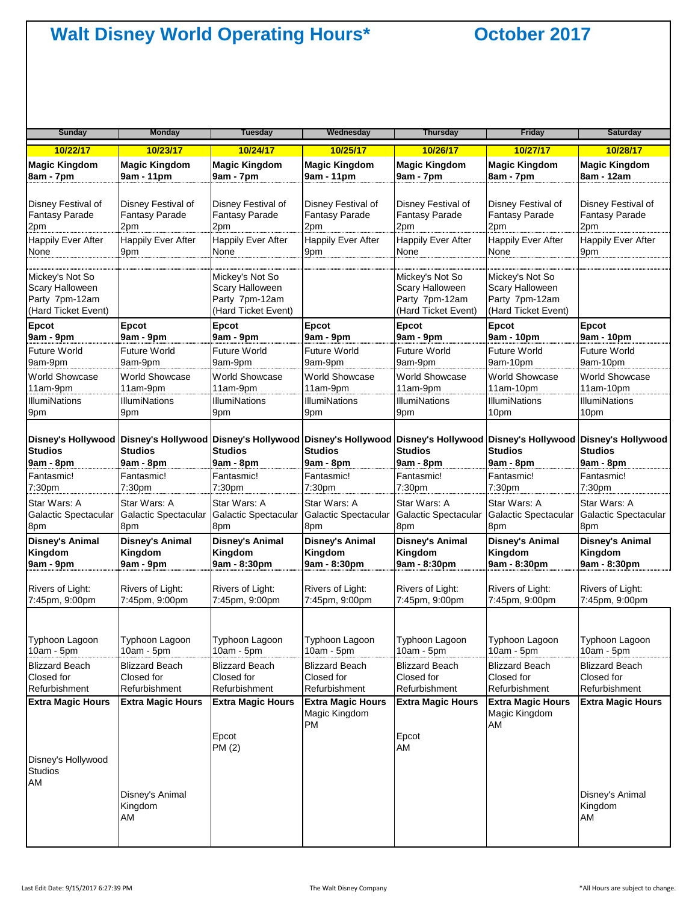# Walt Disney World Operating Hours* October 2017

| Sunday | Monday | Tuesday | Wednesday | Thursday | Friday | Saturday |
|---|---|---|---|---|---|---|
| **10/22/17** | **10/23/17** | **10/24/17** | **10/25/17** | **10/26/17** | **10/27/17** | **10/28/17** |
| **Magic Kingdom 8am - 7pm** | **Magic Kingdom 9am - 11pm** | **Magic Kingdom 9am - 7pm** | **Magic Kingdom 9am - 11pm** | **Magic Kingdom 9am - 7pm** | **Magic Kingdom 8am - 7pm** | **Magic Kingdom 8am - 12am** |
| Disney Festival of Fantasy Parade 2pm | Disney Festival of Fantasy Parade 2pm | Disney Festival of Fantasy Parade 2pm | Disney Festival of Fantasy Parade 2pm | Disney Festival of Fantasy Parade 2pm | Disney Festival of Fantasy Parade 2pm | Disney Festival of Fantasy Parade 2pm |
| Happily Ever After None | Happily Ever After 9pm | Happily Ever After None | Happily Ever After 9pm | Happily Ever After None | Happily Ever After None | Happily Ever After 9pm |
| Mickey's Not So Scary Halloween Party 7pm-12am (Hard Ticket Event) | | Mickey's Not So Scary Halloween Party 7pm-12am (Hard Ticket Event) | | Mickey's Not So Scary Halloween Party 7pm-12am (Hard Ticket Event) | Mickey's Not So Scary Halloween Party 7pm-12am (Hard Ticket Event) | |
| **Epcot 9am - 9pm** | **Epcot 9am - 9pm** | **Epcot 9am - 9pm** | **Epcot 9am - 9pm** | **Epcot 9am - 9pm** | **Epcot 9am - 10pm** | **Epcot 9am - 10pm** |
| Future World 9am-9pm | Future World 9am-9pm | Future World 9am-9pm | Future World 9am-9pm | Future World 9am-9pm | Future World 9am-10pm | Future World 9am-10pm |
| World Showcase 11am-9pm | World Showcase 11am-9pm | World Showcase 11am-9pm | World Showcase 11am-9pm | World Showcase 11am-9pm | World Showcase 11am-10pm | World Showcase 11am-10pm |
| IllumiNations 9pm | IllumiNations 9pm | IllumiNations 9pm | IllumiNations 9pm | IllumiNations 9pm | IllumiNations 10pm | IllumiNations 10pm |
| **Disney's Hollywood Studios 9am - 8pm** | **Disney's Hollywood Studios 9am - 8pm** | **Disney's Hollywood Studios 9am - 8pm** | **Disney's Hollywood Studios 9am - 8pm** | **Disney's Hollywood Studios 9am - 8pm** | **Disney's Hollywood Studios 9am - 8pm** | **Disney's Hollywood Studios 9am - 8pm** |
| Fantasmic! 7:30pm | Fantasmic! 7:30pm | Fantasmic! 7:30pm | Fantasmic! 7:30pm | Fantasmic! 7:30pm | Fantasmic! 7:30pm | Fantasmic! 7:30pm |
| Star Wars: A Galactic Spectacular 8pm | Star Wars: A Galactic Spectacular 8pm | Star Wars: A Galactic Spectacular 8pm | Star Wars: A Galactic Spectacular 8pm | Star Wars: A Galactic Spectacular 8pm | Star Wars: A Galactic Spectacular 8pm | Star Wars: A Galactic Spectacular 8pm |
| **Disney's Animal Kingdom 9am - 9pm** | **Disney's Animal Kingdom 9am - 9pm** | **Disney's Animal Kingdom 9am - 8:30pm** | **Disney's Animal Kingdom 9am - 8:30pm** | **Disney's Animal Kingdom 9am - 8:30pm** | **Disney's Animal Kingdom 9am - 8:30pm** | **Disney's Animal Kingdom 9am - 8:30pm** |
| Rivers of Light: 7:45pm, 9:00pm | Rivers of Light: 7:45pm, 9:00pm | Rivers of Light: 7:45pm, 9:00pm | Rivers of Light: 7:45pm, 9:00pm | Rivers of Light: 7:45pm, 9:00pm | Rivers of Light: 7:45pm, 9:00pm | Rivers of Light: 7:45pm, 9:00pm |
| Typhoon Lagoon 10am - 5pm | Typhoon Lagoon 10am - 5pm | Typhoon Lagoon 10am - 5pm | Typhoon Lagoon 10am - 5pm | Typhoon Lagoon 10am - 5pm | Typhoon Lagoon 10am - 5pm | Typhoon Lagoon 10am - 5pm |
| Blizzard Beach Closed for Refurbishment | Blizzard Beach Closed for Refurbishment | Blizzard Beach Closed for Refurbishment | Blizzard Beach Closed for Refurbishment | Blizzard Beach Closed for Refurbishment | Blizzard Beach Closed for Refurbishment | Blizzard Beach Closed for Refurbishment |
| **Extra Magic Hours** Disney's Hollywood Studios AM | **Extra Magic Hours** Disney's Animal Kingdom AM | **Extra Magic Hours** Epcot PM (2) | **Extra Magic Hours** Magic Kingdom PM | **Extra Magic Hours** Epcot AM | **Extra Magic Hours** Magic Kingdom AM | **Extra Magic Hours** Disney's Animal Kingdom AM |

Last Edit Date: 9/15/2017 6:27:39 PM

The Walt Disney Company

*All Hours are subject to change.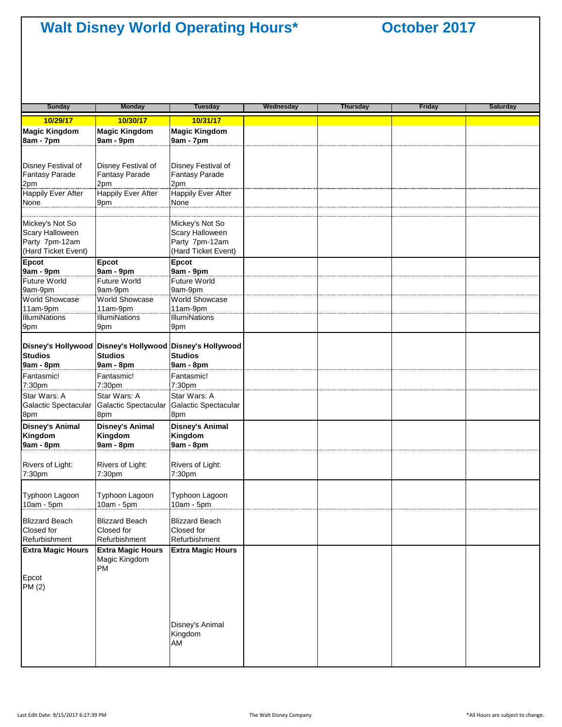# Walt Disney World Operating Hours* October 2017

| Sunday | Monday | Tuesday | Wednesday | Thursday | Friday | Saturday |
|---|---|---|---|---|---|---|
| 10/29/17 | 10/30/17 | 10/31/17 | | | | |
| **Magic Kingdom 8am - 7pm** | **Magic Kingdom 9am - 9pm** | **Magic Kingdom 9am - 7pm** | | | | |
| Disney Festival of Fantasy Parade 2pm | Disney Festival of Fantasy Parade 2pm | Disney Festival of Fantasy Parade 2pm | | | | |
| Happily Ever After None | Happily Ever After 9pm | Happily Ever After None | | | | |
| Mickey's Not So Scary Halloween Party 7pm-12am (Hard Ticket Event) | | Mickey's Not So Scary Halloween Party 7pm-12am (Hard Ticket Event) | | | | |
| **Epcot 9am - 9pm** | **Epcot 9am - 9pm** | **Epcot 9am - 9pm** | | | | |
| Future World 9am-9pm | Future World 9am-9pm | Future World 9am-9pm | | | | |
| World Showcase 11am-9pm | World Showcase 11am-9pm | World Showcase 11am-9pm | | | | |
| IllumiNations 9pm | IllumiNations 9pm | IllumiNations 9pm | | | | |
| **Disney's Hollywood Studios 9am - 8pm** | **Disney's Hollywood Studios 9am - 8pm** | **Disney's Hollywood Studios 9am - 8pm** | | | | |
| Fantasmic! 7:30pm | Fantasmic! 7:30pm | Fantasmic! 7:30pm | | | | |
| Star Wars: A Galactic Spectacular 8pm | Star Wars: A Galactic Spectacular 8pm | Star Wars: A Galactic Spectacular 8pm | | | | |
| **Disney's Animal Kingdom 9am - 8pm** | **Disney's Animal Kingdom 9am - 8pm** | **Disney's Animal Kingdom 9am - 8pm** | | | | |
| Rivers of Light: 7:30pm | Rivers of Light: 7:30pm | Rivers of Light: 7:30pm | | | | |
| Typhoon Lagoon 10am - 5pm | Typhoon Lagoon 10am - 5pm | Typhoon Lagoon 10am - 5pm | | | | |
| Blizzard Beach Closed for Refurbishment | Blizzard Beach Closed for Refurbishment | Blizzard Beach Closed for Refurbishment | | | | |
| **Extra Magic Hours** Epcot PM (2) | **Extra Magic Hours** Magic Kingdom PM | **Extra Magic Hours** Disney's Animal Kingdom AM | | | | |

Last Edit Date: 9/15/2017 6:27:39 PM

The Walt Disney Company

*All Hours are subject to change.